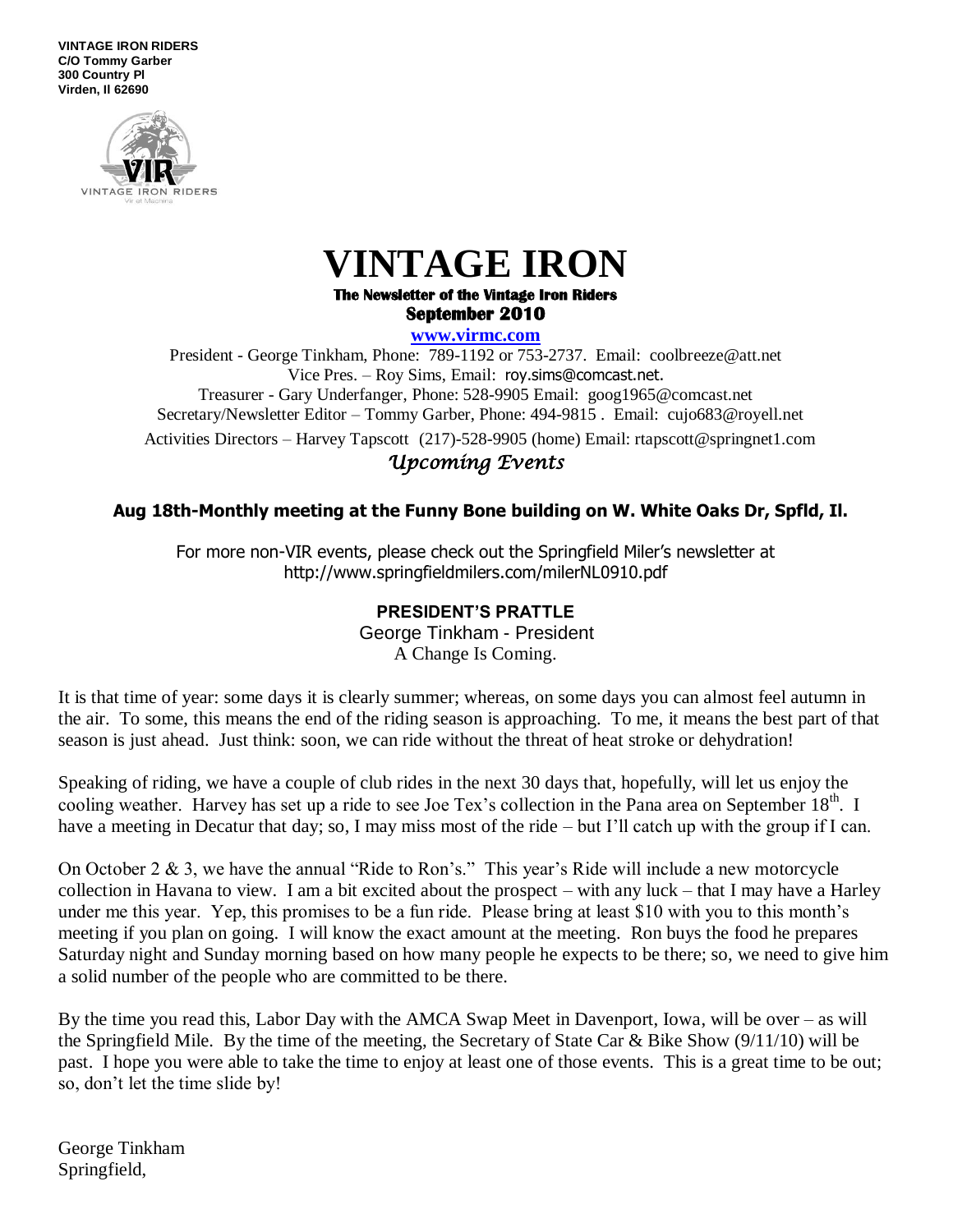**VINTAGE IRON RIDERS**
**C/O Tommy Garber**
**300 Country Pl**
**Virden, Il 62690**

# VINTAGE IRON

**The Newsletter of the Vintage Iron Riders**

**September 2010**

**www.virmc.com**

President - George Tinkham, Phone: 789-1192 or 753-2737. Email: coolbreeze@att.net
Vice Pres. – Roy Sims, Email: roy.sims@comcast.net.
Treasurer - Gary Underfanger, Phone: 528-9905 Email: goog1965@comcast.net
Secretary/Newsletter Editor – Tommy Garber, Phone: 494-9815 . Email: cujo683@royell.net
Activities Directors – Harvey Tapscott (217)-528-9905 (home) Email: rtapscott@springnet1.com

## *Upcoming Events*

**Aug 18th-Monthly meeting at the Funny Bone building on W. White Oaks Dr, Spfld, Il.**

For more non-VIR events, please check out the Springfield Miler's newsletter at http://www.springfieldmilers.com/milerNL0910.pdf

### PRESIDENT'S PRATTLE

George Tinkham - President
A Change Is Coming.

It is that time of year: some days it is clearly summer; whereas, on some days you can almost feel autumn in the air. To some, this means the end of the riding season is approaching. To me, it means the best part of that season is just ahead. Just think: soon, we can ride without the threat of heat stroke or dehydration!

Speaking of riding, we have a couple of club rides in the next 30 days that, hopefully, will let us enjoy the cooling weather. Harvey has set up a ride to see Joe Tex's collection in the Pana area on September 18th. I have a meeting in Decatur that day; so, I may miss most of the ride – but I'll catch up with the group if I can.

On October 2 & 3, we have the annual "Ride to Ron's." This year's Ride will include a new motorcycle collection in Havana to view. I am a bit excited about the prospect – with any luck – that I may have a Harley under me this year. Yep, this promises to be a fun ride. Please bring at least $10 with you to this month's meeting if you plan on going. I will know the exact amount at the meeting. Ron buys the food he prepares Saturday night and Sunday morning based on how many people he expects to be there; so, we need to give him a solid number of the people who are committed to be there.

By the time you read this, Labor Day with the AMCA Swap Meet in Davenport, Iowa, will be over – as will the Springfield Mile. By the time of the meeting, the Secretary of State Car & Bike Show (9/11/10) will be past. I hope you were able to take the time to enjoy at least one of those events. This is a great time to be out; so, don't let the time slide by!

George Tinkham
Springfield,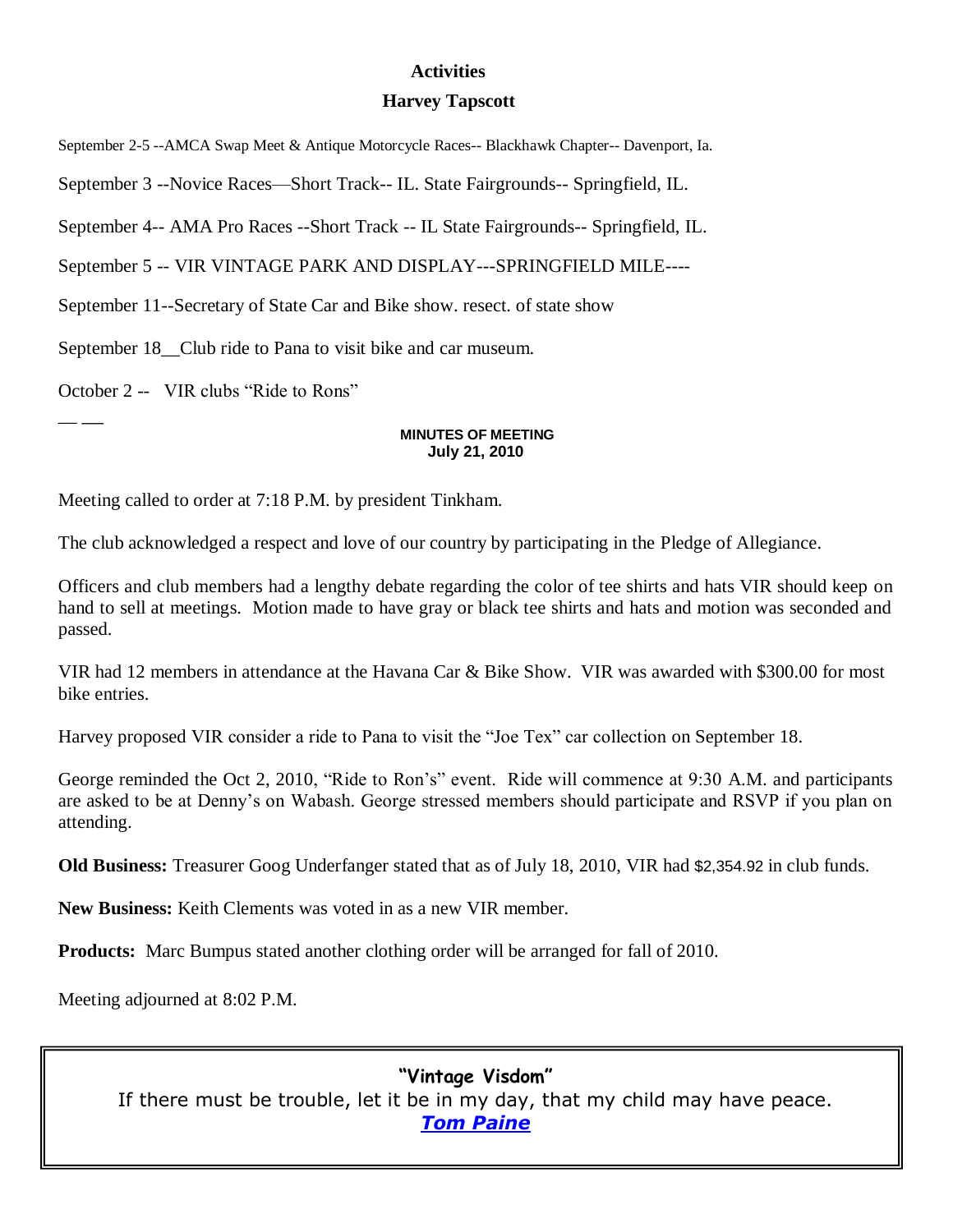## Activities

## Harvey Tapscott

September 2-5 --AMCA Swap Meet & Antique Motorcycle Races-- Blackhawk Chapter-- Davenport, Ia.

September 3 --Novice Races—Short Track-- IL. State Fairgrounds-- Springfield, IL.

September 4-- AMA Pro Races --Short Track -- IL State Fairgrounds-- Springfield, IL.

September 5 -- VIR VINTAGE PARK AND DISPLAY---SPRINGFIELD MILE----

September 11--Secretary of State Car and Bike show. resect. of state show

September 18__Club ride to Pana to visit bike and car museum.

October 2 -- VIR clubs "Ride to Rons"

— —

### MINUTES OF MEETING
### July 21, 2010

Meeting called to order at 7:18 P.M. by president Tinkham.

The club acknowledged a respect and love of our country by participating in the Pledge of Allegiance.

Officers and club members had a lengthy debate regarding the color of tee shirts and hats VIR should keep on hand to sell at meetings. Motion made to have gray or black tee shirts and hats and motion was seconded and passed.

VIR had 12 members in attendance at the Havana Car & Bike Show. VIR was awarded with $300.00 for most bike entries.

Harvey proposed VIR consider a ride to Pana to visit the "Joe Tex" car collection on September 18.

George reminded the Oct 2, 2010, "Ride to Ron's" event. Ride will commence at 9:30 A.M. and participants are asked to be at Denny's on Wabash. George stressed members should participate and RSVP if you plan on attending.

**Old Business:** Treasurer Goog Underfanger stated that as of July 18, 2010, VIR had $2,354.92 in club funds.

**New Business:** Keith Clements was voted in as a new VIR member.

**Products:** Marc Bumpus stated another clothing order will be arranged for fall of 2010.

Meeting adjourned at 8:02 P.M.

**"Vintage Visdom"**

If there must be trouble, let it be in my day, that my child may have peace.

***Tom Paine***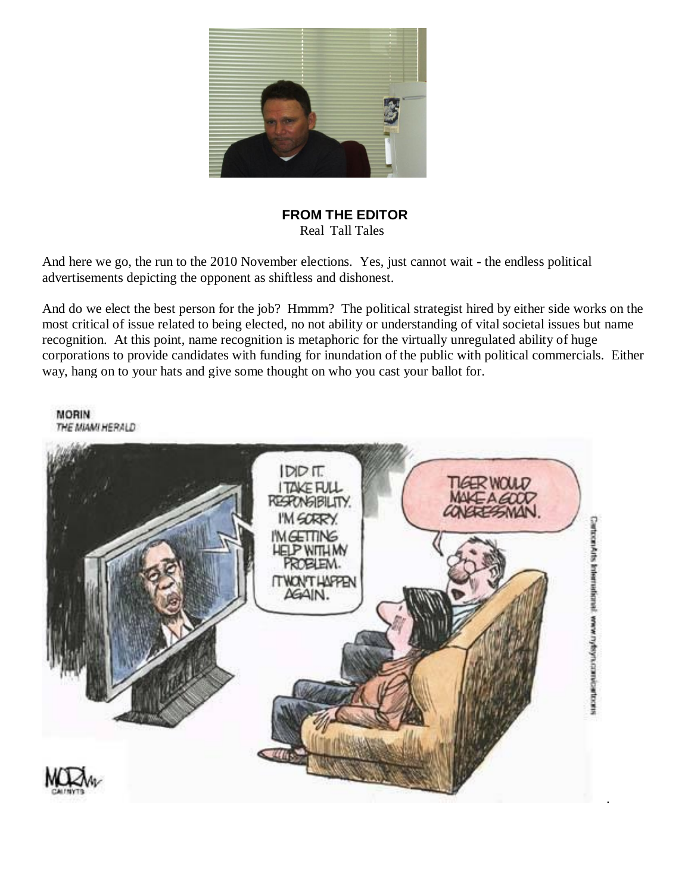**FROM THE EDITOR**
Real Tall Tales

And here we go, the run to the 2010 November elections. Yes, just cannot wait - the endless political advertisements depicting the opponent as shiftless and dishonest.

And do we elect the best person for the job? Hmmm? The political strategist hired by either side works on the most critical of issue related to being elected, no not ability or understanding of vital societal issues but name recognition. At this point, name recognition is metaphoric for the virtually unregulated ability of huge corporations to provide candidates with funding for inundation of the public with political commercials. Either way, hang on to your hats and give some thought on who you cast your ballot for.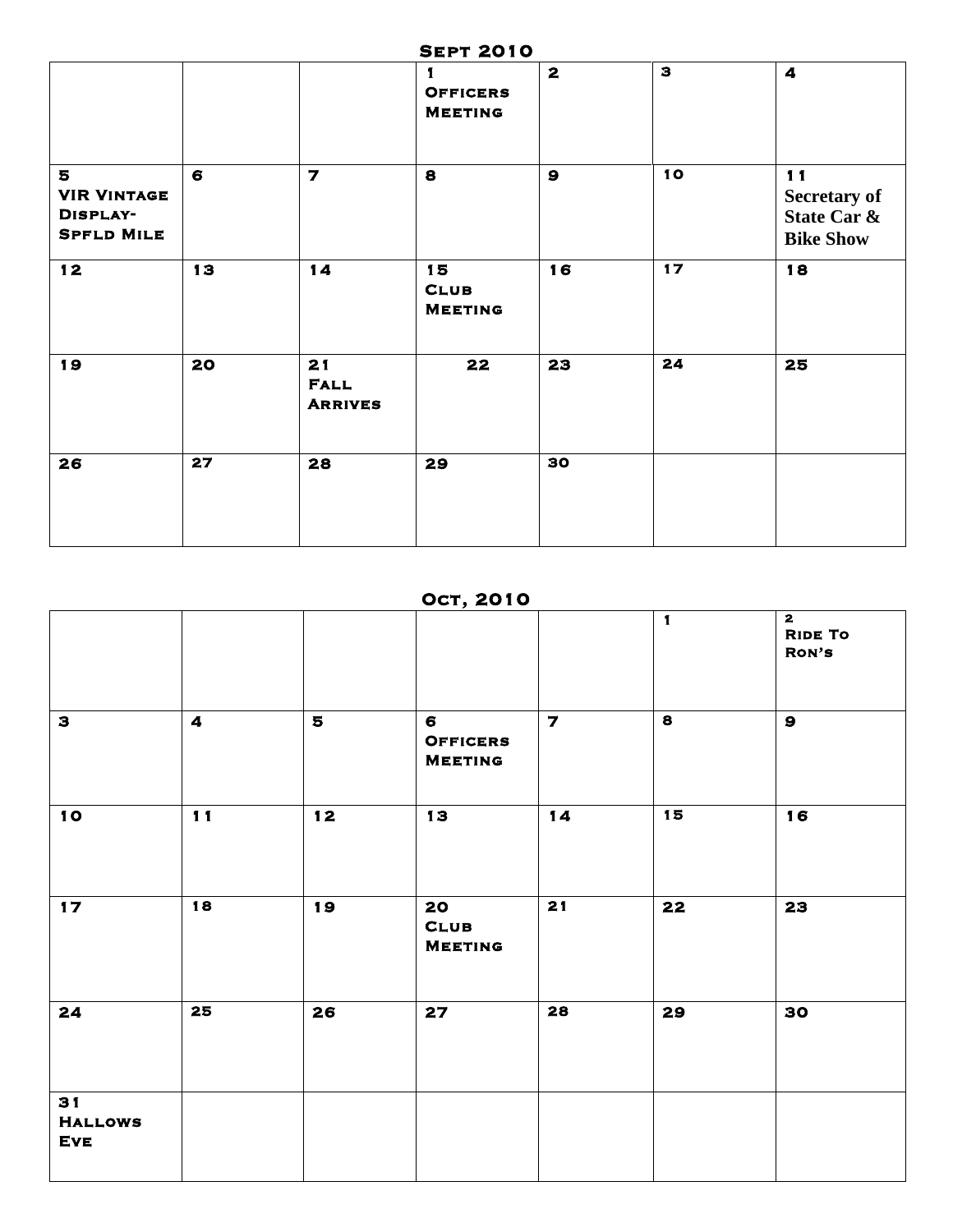## Sept 2010

| | | | | | | |
|---|---|---|---|---|---|---|
| | | | 1 Officers Meeting | 2 | 3 | 4 |
| 5 VIR Vintage Display- Spfld Mile | 6 | 7 | 8 | 9 | 10 | 11 Secretary of State Car & Bike Show |
| 12 | 13 | 14 | 15 Club Meeting | 16 | 17 | 18 |
| 19 | 20 | 21 Fall Arrives | 22 | 23 | 24 | 25 |
| 26 | 27 | 28 | 29 | 30 | | |

## Oct, 2010

| | | | | | | |
|---|---|---|---|---|---|---|
| | | | | | 1 | 2 Ride To Ron's |
| 3 | 4 | 5 | 6 Officers Meeting | 7 | 8 | 9 |
| 10 | 11 | 12 | 13 | 14 | 15 | 16 |
| 17 | 18 | 19 | 20 Club Meeting | 21 | 22 | 23 |
| 24 | 25 | 26 | 27 | 28 | 29 | 30 |
| 31 Hallows Eve | | | | | | |